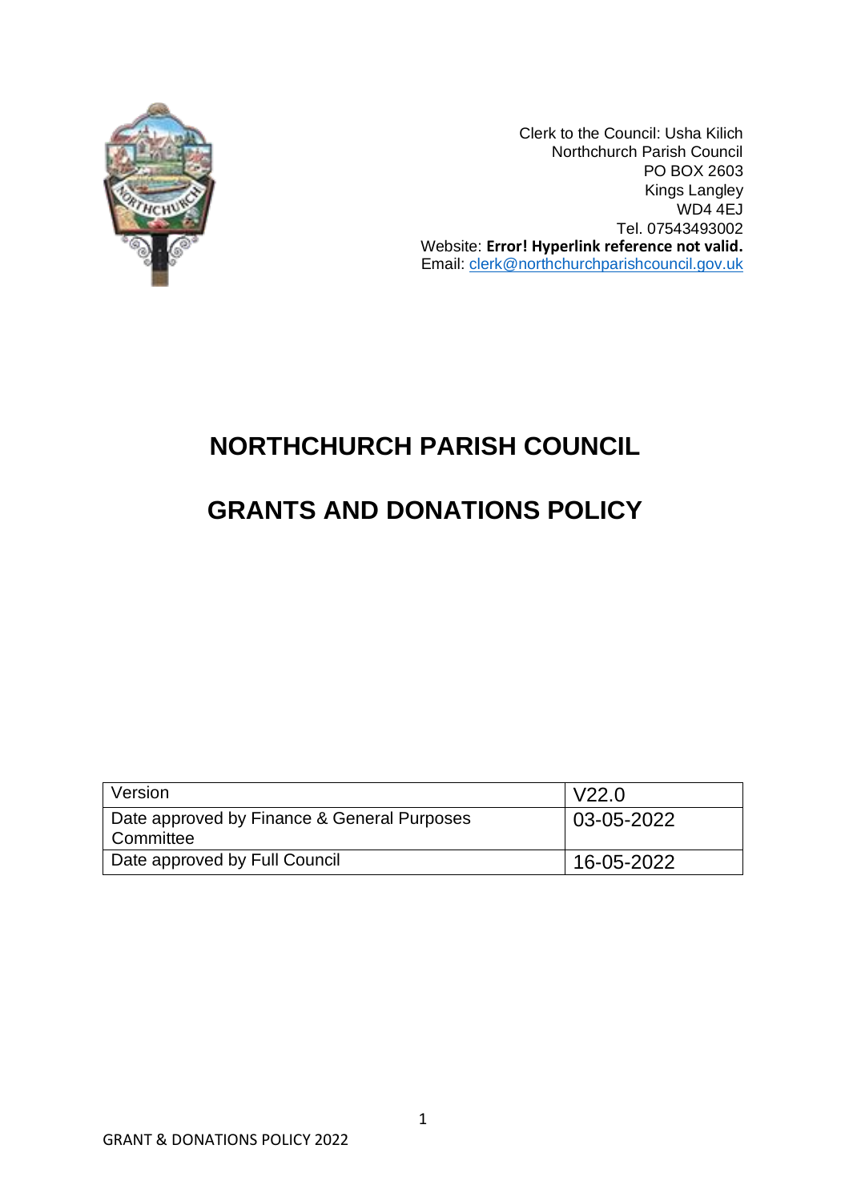Clerk to the Council: Usha Kilich
Northchurch Parish Council
PO BOX 2603
Kings Langley
WD4 4EJ
Tel. 07543493002
Website: **Error! Hyperlink reference not valid.**
Email: clerk@northchurchparishcouncil.gov.uk

# NORTHCHURCH PARISH COUNCIL

# GRANTS AND DONATIONS POLICY

| Version | V22.0 |
|---|---|
| Date approved by Finance & General Purposes Committee | 03-05-2022 |
| Date approved by Full Council | 16-05-2022 |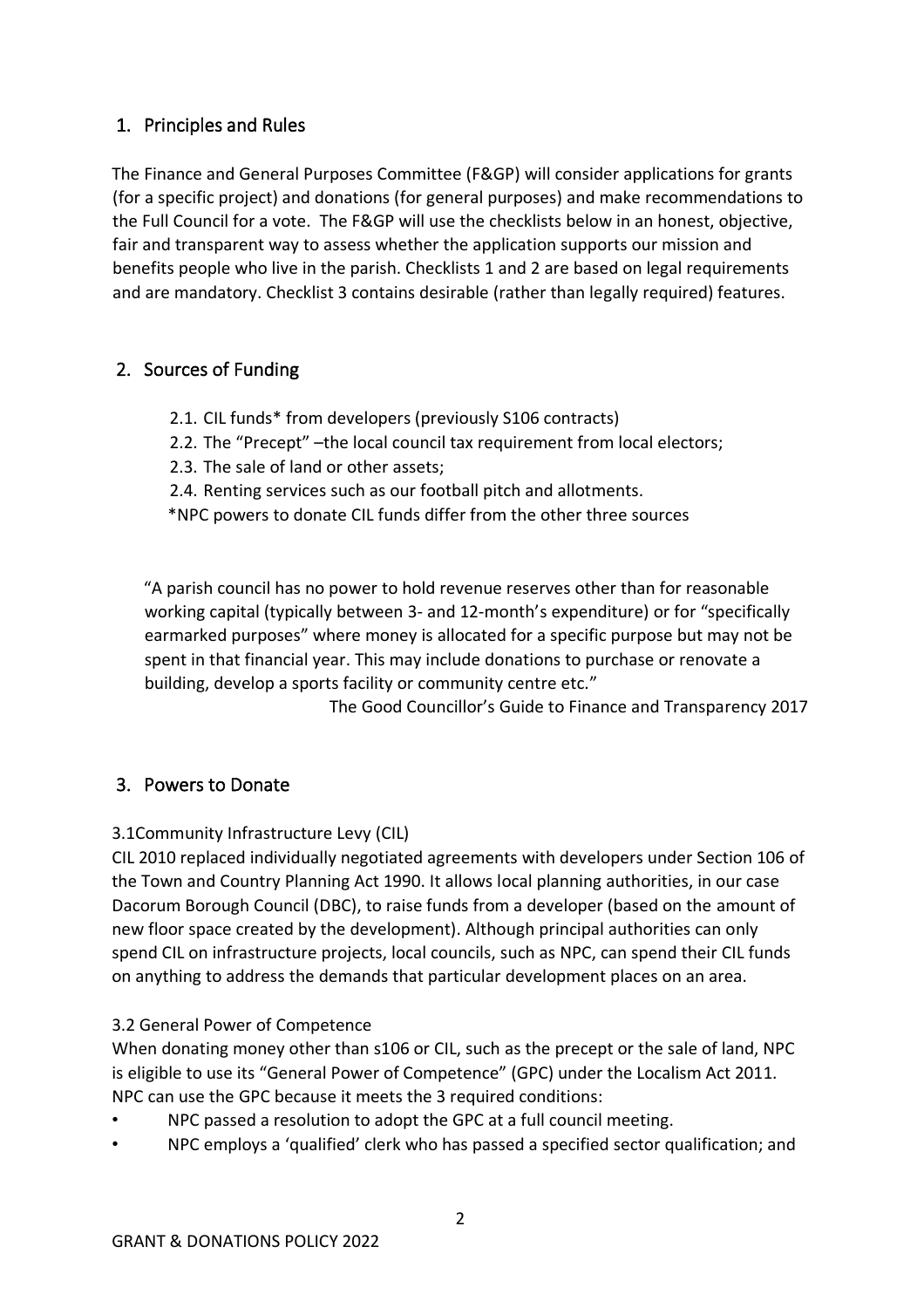## 1. Principles and Rules

The Finance and General Purposes Committee (F&GP) will consider applications for grants (for a specific project) and donations (for general purposes) and make recommendations to the Full Council for a vote. The F&GP will use the checklists below in an honest, objective, fair and transparent way to assess whether the application supports our mission and benefits people who live in the parish. Checklists 1 and 2 are based on legal requirements and are mandatory. Checklist 3 contains desirable (rather than legally required) features.

## 2. Sources of Funding

2.1. CIL funds* from developers (previously S106 contracts)
2.2. The "Precept" –the local council tax requirement from local electors;
2.3. The sale of land or other assets;
2.4. Renting services such as our football pitch and allotments.

*NPC powers to donate CIL funds differ from the other three sources

"A parish council has no power to hold revenue reserves other than for reasonable working capital (typically between 3- and 12-month's expenditure) or for "specifically earmarked purposes" where money is allocated for a specific purpose but may not be spent in that financial year. This may include donations to purchase or renovate a building, develop a sports facility or community centre etc."

The Good Councillor's Guide to Finance and Transparency 2017

## 3. Powers to Donate

3.1Community Infrastructure Levy (CIL)

CIL 2010 replaced individually negotiated agreements with developers under Section 106 of the Town and Country Planning Act 1990. It allows local planning authorities, in our case Dacorum Borough Council (DBC), to raise funds from a developer (based on the amount of new floor space created by the development). Although principal authorities can only spend CIL on infrastructure projects, local councils, such as NPC, can spend their CIL funds on anything to address the demands that particular development places on an area.

3.2 General Power of Competence

When donating money other than s106 or CIL, such as the precept or the sale of land, NPC is eligible to use its "General Power of Competence" (GPC) under the Localism Act 2011. NPC can use the GPC because it meets the 3 required conditions:

- NPC passed a resolution to adopt the GPC at a full council meeting.
- NPC employs a 'qualified' clerk who has passed a specified sector qualification; and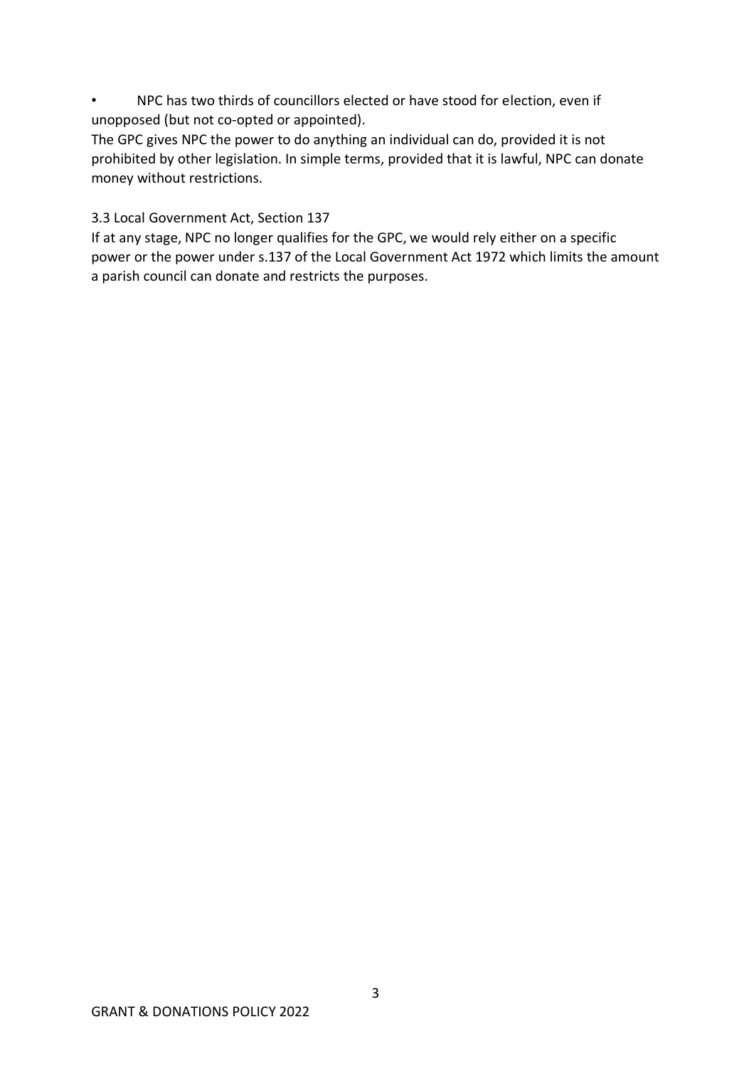- NPC has two thirds of councillors elected or have stood for election, even if unopposed (but not co-opted or appointed).

The GPC gives NPC the power to do anything an individual can do, provided it is not prohibited by other legislation. In simple terms, provided that it is lawful, NPC can donate money without restrictions.

### 3.3 Local Government Act, Section 137

If at any stage, NPC no longer qualifies for the GPC, we would rely either on a specific power or the power under s.137 of the Local Government Act 1972 which limits the amount a parish council can donate and restricts the purposes.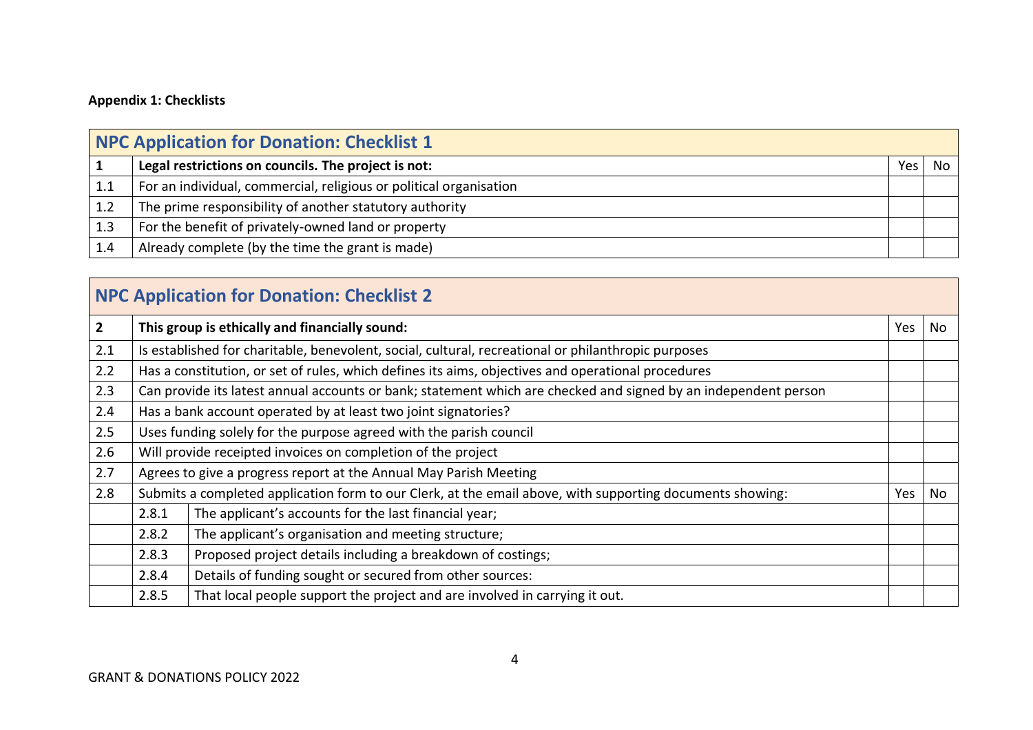**Appendix 1: Checklists**

| NPC Application for Donation: Checklist 1 | | | |
|---|---|---|---|
| **1** | **Legal restrictions on councils. The project is not:** | Yes | No |
| 1.1 | For an individual, commercial, religious or political organisation | | |
| 1.2 | The prime responsibility of another statutory authority | | |
| 1.3 | For the benefit of privately-owned land or property | | |
| 1.4 | Already complete (by the time the grant is made) | | |

| NPC Application for Donation: Checklist 2 | | | | |
|---|---|---|---|---|
| **2** | **This group is ethically and financially sound:** | | Yes | No |
| 2.1 | Is established for charitable, benevolent, social, cultural, recreational or philanthropic purposes | | | |
| 2.2 | Has a constitution, or set of rules, which defines its aims, objectives and operational procedures | | | |
| 2.3 | Can provide its latest annual accounts or bank; statement which are checked and signed by an independent person | | | |
| 2.4 | Has a bank account operated by at least two joint signatories? | | | |
| 2.5 | Uses funding solely for the purpose agreed with the parish council | | | |
| 2.6 | Will provide receipted invoices on completion of the project | | | |
| 2.7 | Agrees to give a progress report at the Annual May Parish Meeting | | | |
| 2.8 | Submits a completed application form to our Clerk, at the email above, with supporting documents showing: | | Yes | No |
| | 2.8.1 | The applicant's accounts for the last financial year; | | |
| | 2.8.2 | The applicant's organisation and meeting structure; | | |
| | 2.8.3 | Proposed project details including a breakdown of costings; | | |
| | 2.8.4 | Details of funding sought or secured from other sources: | | |
| | 2.8.5 | That local people support the project and are involved in carrying it out. | | |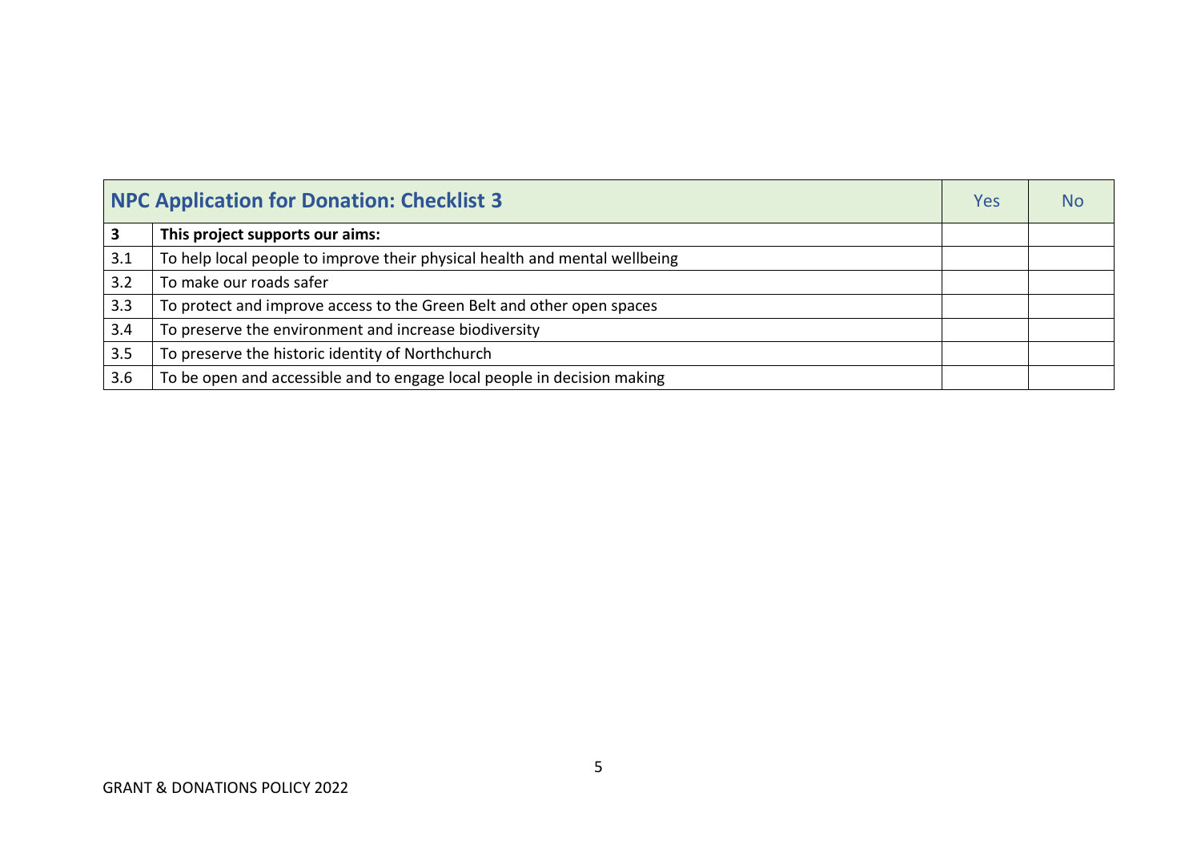| NPC Application for Donation: Checklist 3 | | Yes | No |
|---|---|---|---|
| **3** | **This project supports our aims:** | | |
| 3.1 | To help local people to improve their physical health and mental wellbeing | | |
| 3.2 | To make our roads safer | | |
| 3.3 | To protect and improve access to the Green Belt and other open spaces | | |
| 3.4 | To preserve the environment and increase biodiversity | | |
| 3.5 | To preserve the historic identity of Northchurch | | |
| 3.6 | To be open and accessible and to engage local people in decision making | | |